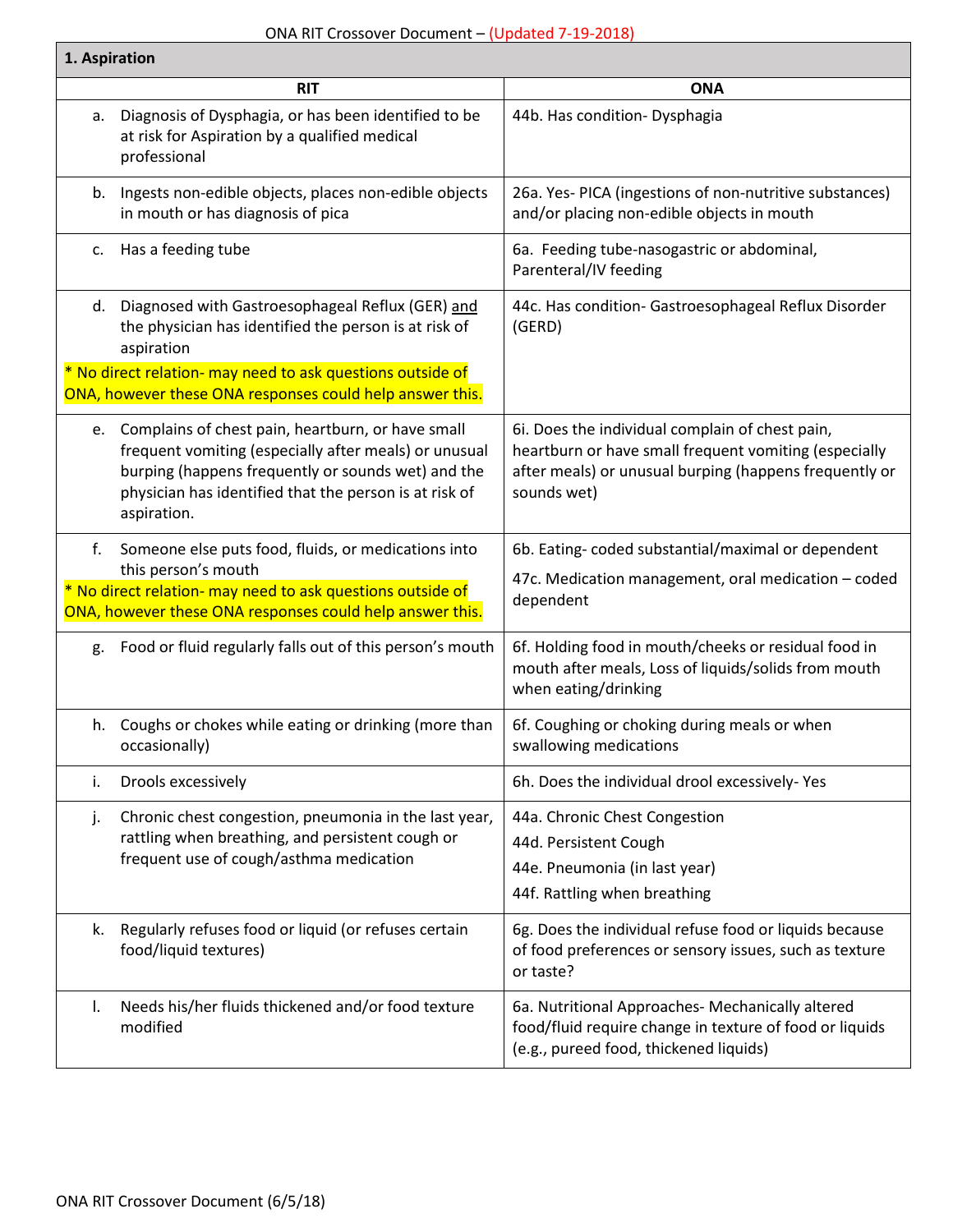ONA RIT Crossover Document – (Updated 7-19-2018)

| 1. Aspiration | |
|---|---|
| **RIT** | **ONA** |
| a. Diagnosis of Dysphagia, or has been identified to be at risk for Aspiration by a qualified medical professional | 44b. Has condition- Dysphagia |
| b. Ingests non-edible objects, places non-edible objects in mouth or has diagnosis of pica | 26a. Yes- PICA (ingestions of non-nutritive substances) and/or placing non-edible objects in mouth |
| c. Has a feeding tube | 6a. Feeding tube-nasogastric or abdominal, Parenteral/IV feeding |
| d. Diagnosed with Gastroesophageal Reflux (GER) and the physician has identified the person is at risk of aspiration<br>* No direct relation- may need to ask questions outside of ONA, however these ONA responses could help answer this. | 44c. Has condition- Gastroesophageal Reflux Disorder (GERD) |
| e. Complains of chest pain, heartburn, or have small frequent vomiting (especially after meals) or unusual burping (happens frequently or sounds wet) and the physician has identified that the person is at risk of aspiration. | 6i. Does the individual complain of chest pain, heartburn or have small frequent vomiting (especially after meals) or unusual burping (happens frequently or sounds wet) |
| f. Someone else puts food, fluids, or medications into this person's mouth<br>* No direct relation- may need to ask questions outside of ONA, however these ONA responses could help answer this. | 6b. Eating- coded substantial/maximal or dependent<br>47c. Medication management, oral medication – coded dependent |
| g. Food or fluid regularly falls out of this person's mouth | 6f. Holding food in mouth/cheeks or residual food in mouth after meals, Loss of liquids/solids from mouth when eating/drinking |
| h. Coughs or chokes while eating or drinking (more than occasionally) | 6f. Coughing or choking during meals or when swallowing medications |
| i. Drools excessively | 6h. Does the individual drool excessively- Yes |
| j. Chronic chest congestion, pneumonia in the last year, rattling when breathing, and persistent cough or frequent use of cough/asthma medication | 44a. Chronic Chest Congestion<br>44d. Persistent Cough<br>44e. Pneumonia (in last year)<br>44f. Rattling when breathing |
| k. Regularly refuses food or liquid (or refuses certain food/liquid textures) | 6g. Does the individual refuse food or liquids because of food preferences or sensory issues, such as texture or taste? |
| l. Needs his/her fluids thickened and/or food texture modified | 6a. Nutritional Approaches- Mechanically altered food/fluid require change in texture of food or liquids (e.g., pureed food, thickened liquids) |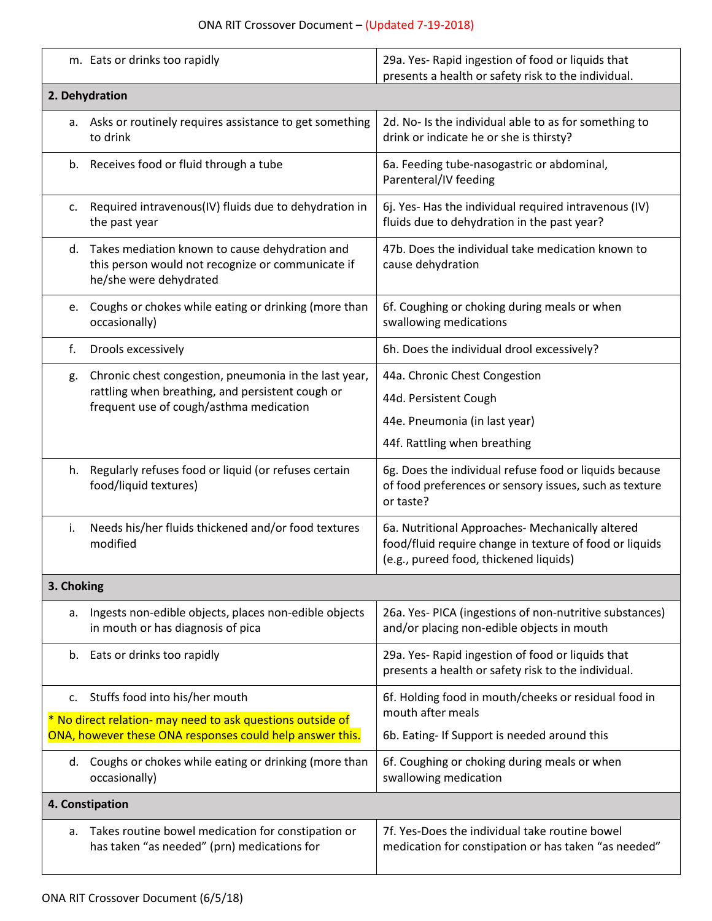| | |
|---|---|
| m. Eats or drinks too rapidly | 29a. Yes- Rapid ingestion of food or liquids that presents a health or safety risk to the individual. |
| **2. Dehydration** | |
| a. Asks or routinely requires assistance to get something to drink | 2d. No- Is the individual able to as for something to drink or indicate he or she is thirsty? |
| b. Receives food or fluid through a tube | 6a. Feeding tube-nasogastric or abdominal, Parenteral/IV feeding |
| c. Required intravenous(IV) fluids due to dehydration in the past year | 6j. Yes- Has the individual required intravenous (IV) fluids due to dehydration in the past year? |
| d. Takes mediation known to cause dehydration and this person would not recognize or communicate if he/she were dehydrated | 47b. Does the individual take medication known to cause dehydration |
| e. Coughs or chokes while eating or drinking (more than occasionally) | 6f. Coughing or choking during meals or when swallowing medications |
| f. Drools excessively | 6h. Does the individual drool excessively? |
| g. Chronic chest congestion, pneumonia in the last year, rattling when breathing, and persistent cough or frequent use of cough/asthma medication | 44a. Chronic Chest Congestion<br>44d. Persistent Cough<br>44e. Pneumonia (in last year)<br>44f. Rattling when breathing |
| h. Regularly refuses food or liquid (or refuses certain food/liquid textures) | 6g. Does the individual refuse food or liquids because of food preferences or sensory issues, such as texture or taste? |
| i. Needs his/her fluids thickened and/or food textures modified | 6a. Nutritional Approaches- Mechanically altered food/fluid require change in texture of food or liquids (e.g., pureed food, thickened liquids) |
| **3. Choking** | |
| a. Ingests non-edible objects, places non-edible objects in mouth or has diagnosis of pica | 26a. Yes- PICA (ingestions of non-nutritive substances) and/or placing non-edible objects in mouth |
| b. Eats or drinks too rapidly | 29a. Yes- Rapid ingestion of food or liquids that presents a health or safety risk to the individual. |
| c. Stuffs food into his/her mouth<br>* No direct relation- may need to ask questions outside of ONA, however these ONA responses could help answer this. | 6f. Holding food in mouth/cheeks or residual food in mouth after meals<br>6b. Eating- If Support is needed around this |
| d. Coughs or chokes while eating or drinking (more than occasionally) | 6f. Coughing or choking during meals or when swallowing medication |
| **4. Constipation** | |
| a. Takes routine bowel medication for constipation or has taken "as needed" (prn) medications for | 7f. Yes-Does the individual take routine bowel medication for constipation or has taken "as needed" |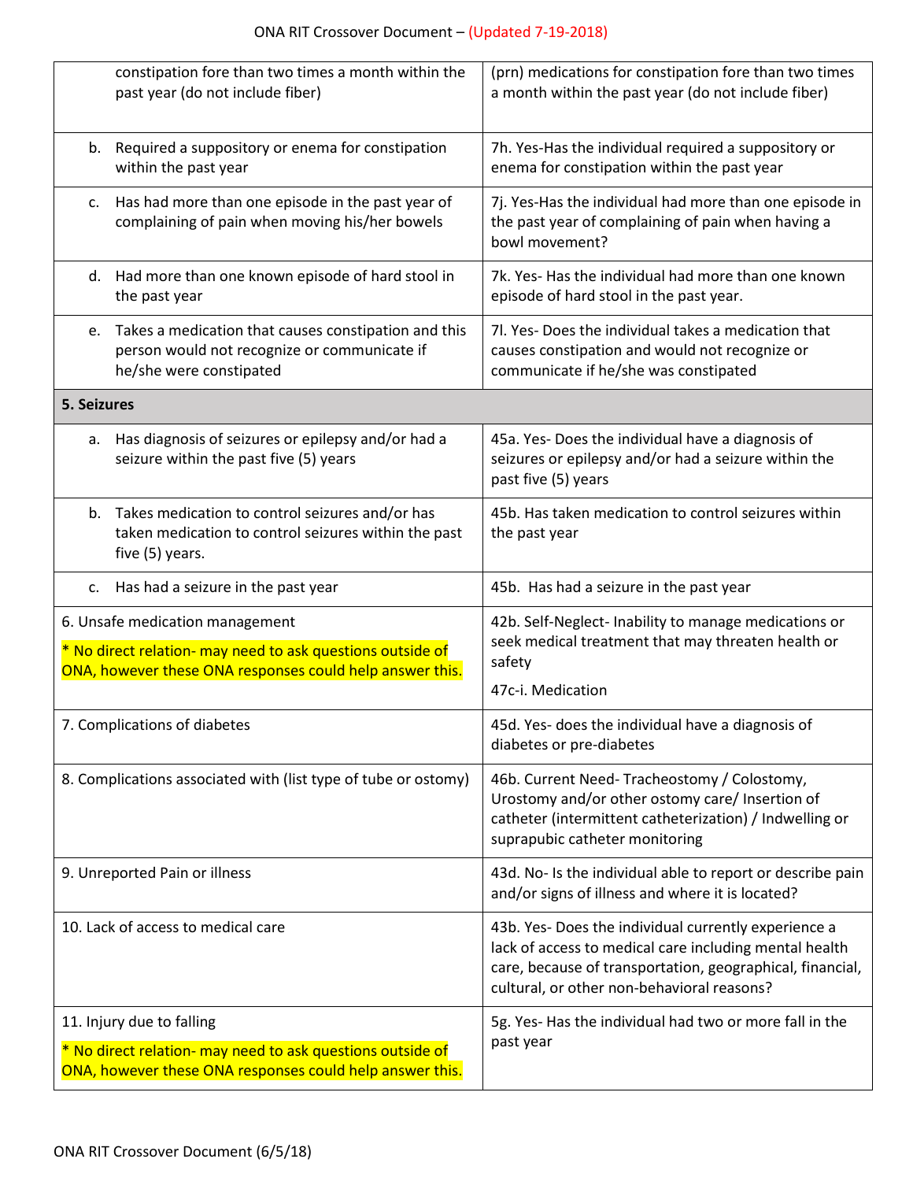| | |
|---|---|
| constipation fore than two times a month within the past year (do not include fiber) | (prn) medications for constipation fore than two times a month within the past year (do not include fiber) |
| b. Required a suppository or enema for constipation within the past year | 7h. Yes-Has the individual required a suppository or enema for constipation within the past year |
| c. Has had more than one episode in the past year of complaining of pain when moving his/her bowels | 7j. Yes-Has the individual had more than one episode in the past year of complaining of pain when having a bowl movement? |
| d. Had more than one known episode of hard stool in the past year | 7k. Yes- Has the individual had more than one known episode of hard stool in the past year. |
| e. Takes a medication that causes constipation and this person would not recognize or communicate if he/she were constipated | 7l. Yes- Does the individual takes a medication that causes constipation and would not recognize or communicate if he/she was constipated |
| **5. Seizures** | |
| a. Has diagnosis of seizures or epilepsy and/or had a seizure within the past five (5) years | 45a. Yes- Does the individual have a diagnosis of seizures or epilepsy and/or had a seizure within the past five (5) years |
| b. Takes medication to control seizures and/or has taken medication to control seizures within the past five (5) years. | 45b. Has taken medication to control seizures within the past year |
| c. Has had a seizure in the past year | 45b. Has had a seizure in the past year |
| 6. Unsafe medication management<br>* No direct relation- may need to ask questions outside of ONA, however these ONA responses could help answer this. | 42b. Self-Neglect- Inability to manage medications or seek medical treatment that may threaten health or safety<br>47c-i. Medication |
| 7. Complications of diabetes | 45d. Yes- does the individual have a diagnosis of diabetes or pre-diabetes |
| 8. Complications associated with (list type of tube or ostomy) | 46b. Current Need- Tracheostomy / Colostomy, Urostomy and/or other ostomy care/ Insertion of catheter (intermittent catheterization) / Indwelling or suprapubic catheter monitoring |
| 9. Unreported Pain or illness | 43d. No- Is the individual able to report or describe pain and/or signs of illness and where it is located? |
| 10. Lack of access to medical care | 43b. Yes- Does the individual currently experience a lack of access to medical care including mental health care, because of transportation, geographical, financial, cultural, or other non-behavioral reasons? |
| 11. Injury due to falling<br>* No direct relation- may need to ask questions outside of ONA, however these ONA responses could help answer this. | 5g. Yes- Has the individual had two or more fall in the past year |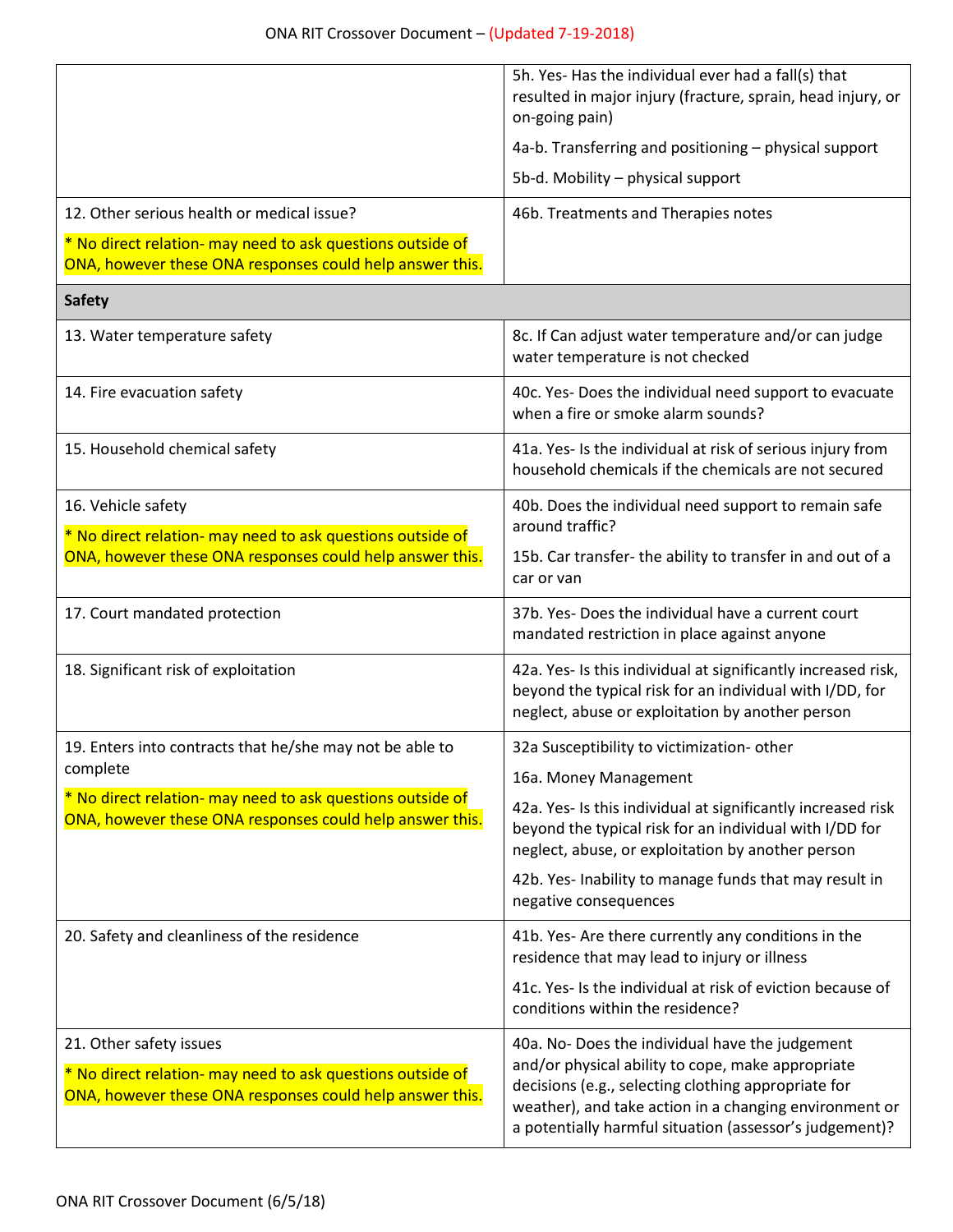| | |
|---|---|
| | 5h. Yes- Has the individual ever had a fall(s) that resulted in major injury (fracture, sprain, head injury, or on-going pain)<br><br>4a-b. Transferring and positioning – physical support<br><br>5b-d. Mobility – physical support |
| 12. Other serious health or medical issue?<br><br>* No direct relation- may need to ask questions outside of ONA, however these ONA responses could help answer this. | 46b. Treatments and Therapies notes |
| **Safety** | |
| 13. Water temperature safety | 8c. If Can adjust water temperature and/or can judge water temperature is not checked |
| 14. Fire evacuation safety | 40c. Yes- Does the individual need support to evacuate when a fire or smoke alarm sounds? |
| 15. Household chemical safety | 41a. Yes- Is the individual at risk of serious injury from household chemicals if the chemicals are not secured |
| 16. Vehicle safety<br><br>* No direct relation- may need to ask questions outside of ONA, however these ONA responses could help answer this. | 40b. Does the individual need support to remain safe around traffic?<br><br>15b. Car transfer- the ability to transfer in and out of a car or van |
| 17. Court mandated protection | 37b. Yes- Does the individual have a current court mandated restriction in place against anyone |
| 18. Significant risk of exploitation | 42a. Yes- Is this individual at significantly increased risk, beyond the typical risk for an individual with I/DD, for neglect, abuse or exploitation by another person |
| 19. Enters into contracts that he/she may not be able to complete<br><br>* No direct relation- may need to ask questions outside of ONA, however these ONA responses could help answer this. | 32a Susceptibility to victimization- other<br><br>16a. Money Management<br><br>42a. Yes- Is this individual at significantly increased risk beyond the typical risk for an individual with I/DD for neglect, abuse, or exploitation by another person<br><br>42b. Yes- Inability to manage funds that may result in negative consequences |
| 20. Safety and cleanliness of the residence | 41b. Yes- Are there currently any conditions in the residence that may lead to injury or illness<br><br>41c. Yes- Is the individual at risk of eviction because of conditions within the residence? |
| 21. Other safety issues<br><br>* No direct relation- may need to ask questions outside of ONA, however these ONA responses could help answer this. | 40a. No- Does the individual have the judgement and/or physical ability to cope, make appropriate decisions (e.g., selecting clothing appropriate for weather), and take action in a changing environment or a potentially harmful situation (assessor's judgement)? |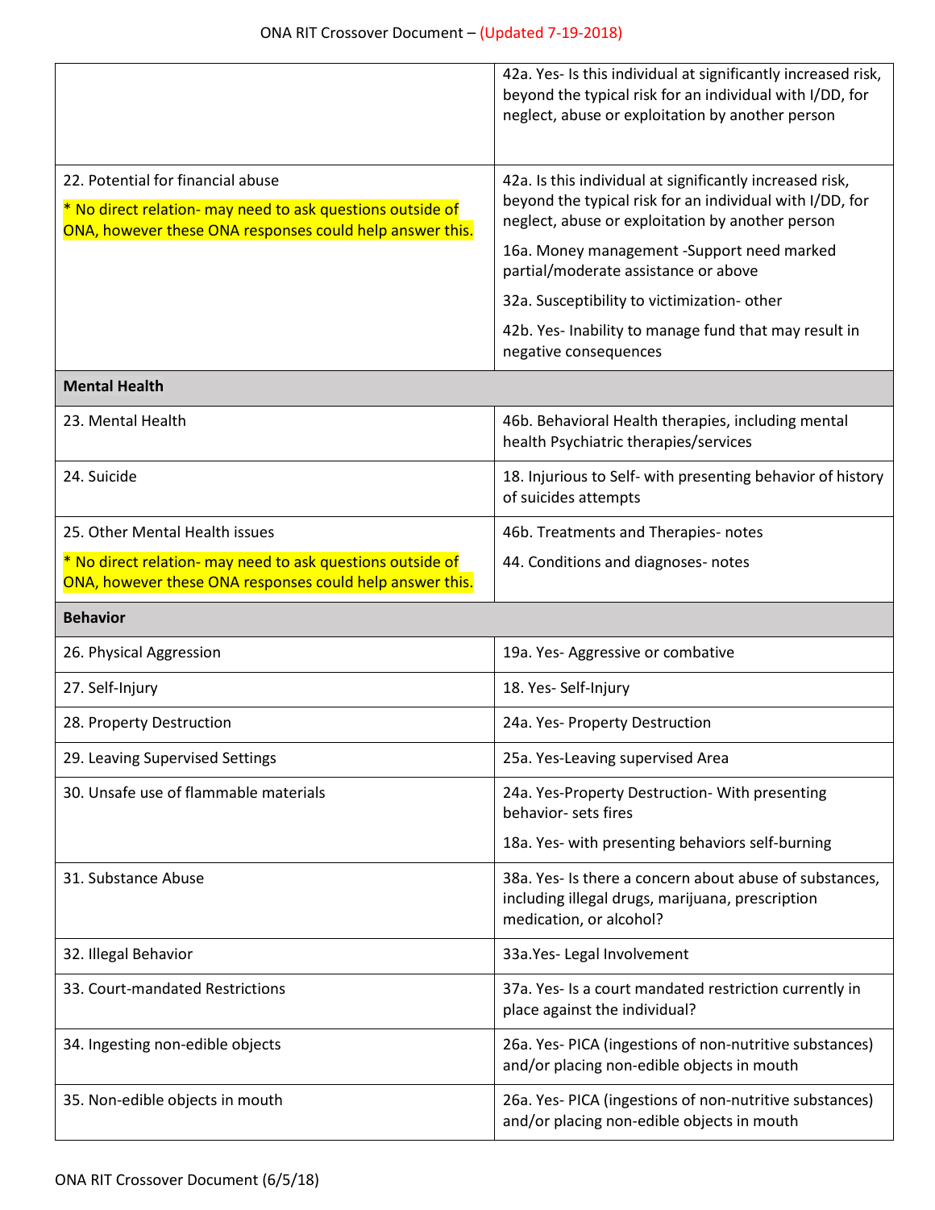| | |
|---|---|
| | 42a. Yes- Is this individual at significantly increased risk, beyond the typical risk for an individual with I/DD, for neglect, abuse or exploitation by another person |
| 22. Potential for financial abuse<br><br>* No direct relation- may need to ask questions outside of ONA, however these ONA responses could help answer this. | 42a. Is this individual at significantly increased risk, beyond the typical risk for an individual with I/DD, for neglect, abuse or exploitation by another person<br><br>16a. Money management -Support need marked partial/moderate assistance or above<br><br>32a. Susceptibility to victimization- other<br><br>42b. Yes- Inability to manage fund that may result in negative consequences |
| **Mental Health** | |
| 23. Mental Health | 46b. Behavioral Health therapies, including mental health Psychiatric therapies/services |
| 24. Suicide | 18. Injurious to Self- with presenting behavior of history of suicides attempts |
| 25. Other Mental Health issues<br><br>* No direct relation- may need to ask questions outside of ONA, however these ONA responses could help answer this. | 46b. Treatments and Therapies- notes<br><br>44. Conditions and diagnoses- notes |
| **Behavior** | |
| 26. Physical Aggression | 19a. Yes- Aggressive or combative |
| 27. Self-Injury | 18. Yes- Self-Injury |
| 28. Property Destruction | 24a. Yes- Property Destruction |
| 29. Leaving Supervised Settings | 25a. Yes-Leaving supervised Area |
| 30. Unsafe use of flammable materials | 24a. Yes-Property Destruction- With presenting behavior- sets fires<br><br>18a. Yes- with presenting behaviors self-burning |
| 31. Substance Abuse | 38a. Yes- Is there a concern about abuse of substances, including illegal drugs, marijuana, prescription medication, or alcohol? |
| 32. Illegal Behavior | 33a.Yes- Legal Involvement |
| 33. Court-mandated Restrictions | 37a. Yes- Is a court mandated restriction currently in place against the individual? |
| 34. Ingesting non-edible objects | 26a. Yes- PICA (ingestions of non-nutritive substances) and/or placing non-edible objects in mouth |
| 35. Non-edible objects in mouth | 26a. Yes- PICA (ingestions of non-nutritive substances) and/or placing non-edible objects in mouth |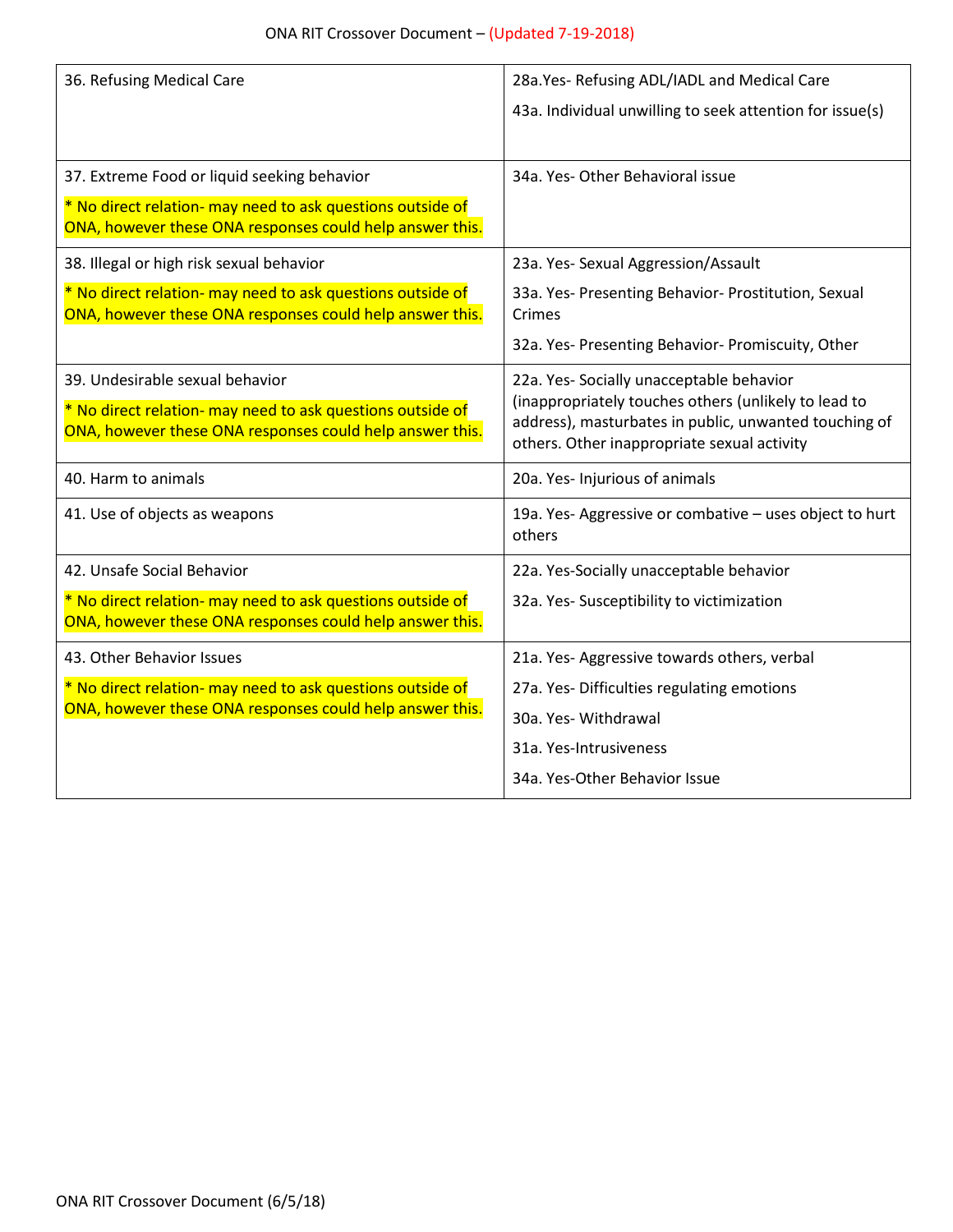| | |
|---|---|
| 36. Refusing Medical Care | 28a.Yes- Refusing ADL/IADL and Medical Care<br><br>43a. Individual unwilling to seek attention for issue(s) |
| 37. Extreme Food or liquid seeking behavior<br><br>* No direct relation- may need to ask questions outside of ONA, however these ONA responses could help answer this. | 34a. Yes- Other Behavioral issue |
| 38. Illegal or high risk sexual behavior<br><br>* No direct relation- may need to ask questions outside of ONA, however these ONA responses could help answer this. | 23a. Yes- Sexual Aggression/Assault<br><br>33a. Yes- Presenting Behavior- Prostitution, Sexual Crimes<br><br>32a. Yes- Presenting Behavior- Promiscuity, Other |
| 39. Undesirable sexual behavior<br><br>* No direct relation- may need to ask questions outside of ONA, however these ONA responses could help answer this. | 22a. Yes- Socially unacceptable behavior (inappropriately touches others (unlikely to lead to address), masturbates in public, unwanted touching of others. Other inappropriate sexual activity |
| 40. Harm to animals | 20a. Yes- Injurious of animals |
| 41. Use of objects as weapons | 19a. Yes- Aggressive or combative – uses object to hurt others |
| 42. Unsafe Social Behavior<br><br>* No direct relation- may need to ask questions outside of ONA, however these ONA responses could help answer this. | 22a. Yes-Socially unacceptable behavior<br><br>32a. Yes- Susceptibility to victimization |
| 43. Other Behavior Issues<br><br>* No direct relation- may need to ask questions outside of ONA, however these ONA responses could help answer this. | 21a. Yes- Aggressive towards others, verbal<br><br>27a. Yes- Difficulties regulating emotions<br><br>30a. Yes- Withdrawal<br><br>31a. Yes-Intrusiveness<br><br>34a. Yes-Other Behavior Issue |